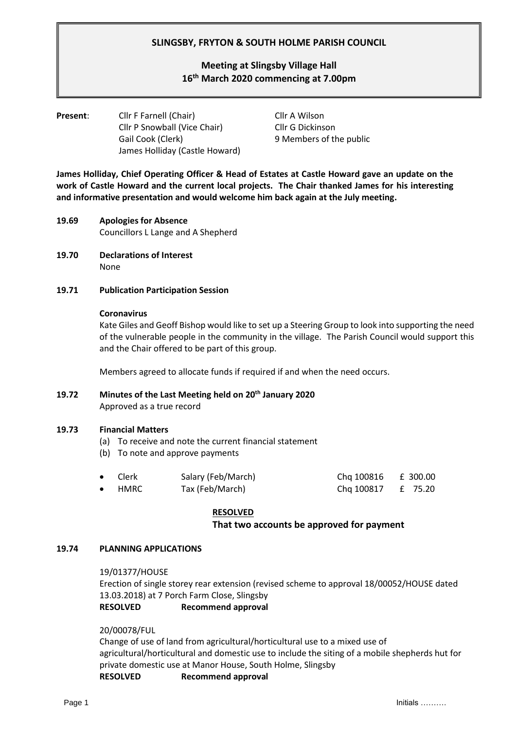# SLINGSBY, FRYTON & SOUTH HOLME PARISH COUNCIL

## Meeting at Slingsby Village Hall 16th March 2020 commencing at 7.00pm

**Present**: Cllr F Farnell (Chair), Cllr P Snowball (Vice Chair), Gail Cook (Clerk), James Holliday (Castle Howard), Cllr A Wilson, Cllr G Dickinson, 9 Members of the public

**James Holliday, Chief Operating Officer & Head of Estates at Castle Howard gave an update on the work of Castle Howard and the current local projects. The Chair thanked James for his interesting and informative presentation and would welcome him back again at the July meeting.**

**19.69 Apologies for Absence**

Councillors L Lange and A Shepherd

**19.70 Declarations of Interest**

None

**19.71 Publication Participation Session**

**Coronavirus**

Kate Giles and Geoff Bishop would like to set up a Steering Group to look into supporting the need of the vulnerable people in the community in the village. The Parish Council would support this and the Chair offered to be part of this group.

Members agreed to allocate funds if required if and when the need occurs.

**19.72 Minutes of the Last Meeting held on 20th January 2020**

Approved as a true record

**19.73 Financial Matters**

(a) To receive and note the current financial statement
(b) To note and approve payments

| | | | |
|---|---|---|---|
| • Clerk | Salary (Feb/March) | Chq 100816 | £ 300.00 |
| • HMRC | Tax (Feb/March) | Chq 100817 | £ 75.20 |

**RESOLVED**

**That two accounts be approved for payment**

**19.74 PLANNING APPLICATIONS**

19/01377/HOUSE

Erection of single storey rear extension (revised scheme to approval 18/00052/HOUSE dated 13.03.2018) at 7 Porch Farm Close, Slingsby

**RESOLVED Recommend approval**

20/00078/FUL

Change of use of land from agricultural/horticultural use to a mixed use of agricultural/horticultural and domestic use to include the siting of a mobile shepherds hut for private domestic use at Manor House, South Holme, Slingsby

**RESOLVED Recommend approval**

Initials ……….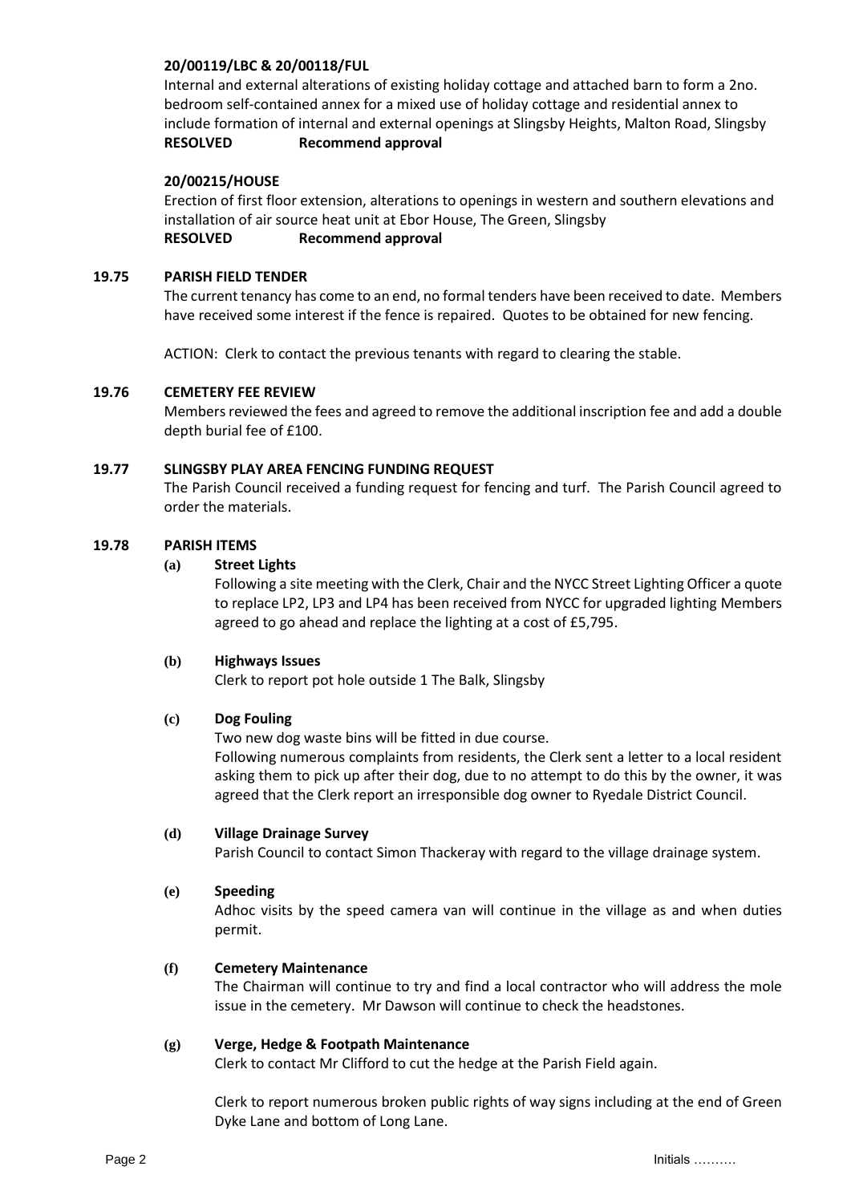**20/00119/LBC & 20/00118/FUL**

Internal and external alterations of existing holiday cottage and attached barn to form a 2no. bedroom self-contained annex for a mixed use of holiday cottage and residential annex to include formation of internal and external openings at Slingsby Heights, Malton Road, Slingsby

**RESOLVED** **Recommend approval**

**20/00215/HOUSE**

Erection of first floor extension, alterations to openings in western and southern elevations and installation of air source heat unit at Ebor House, The Green, Slingsby

**RESOLVED** **Recommend approval**

**19.75 PARISH FIELD TENDER**

The current tenancy has come to an end, no formal tenders have been received to date. Members have received some interest if the fence is repaired. Quotes to be obtained for new fencing.

ACTION: Clerk to contact the previous tenants with regard to clearing the stable.

**19.76 CEMETERY FEE REVIEW**

Members reviewed the fees and agreed to remove the additional inscription fee and add a double depth burial fee of £100.

**19.77 SLINGSBY PLAY AREA FENCING FUNDING REQUEST**

The Parish Council received a funding request for fencing and turf. The Parish Council agreed to order the materials.

**19.78 PARISH ITEMS**

**(a) Street Lights**

Following a site meeting with the Clerk, Chair and the NYCC Street Lighting Officer a quote to replace LP2, LP3 and LP4 has been received from NYCC for upgraded lighting Members agreed to go ahead and replace the lighting at a cost of £5,795.

**(b) Highways Issues**

Clerk to report pot hole outside 1 The Balk, Slingsby

**(c) Dog Fouling**

Two new dog waste bins will be fitted in due course.
Following numerous complaints from residents, the Clerk sent a letter to a local resident asking them to pick up after their dog, due to no attempt to do this by the owner, it was agreed that the Clerk report an irresponsible dog owner to Ryedale District Council.

**(d) Village Drainage Survey**

Parish Council to contact Simon Thackeray with regard to the village drainage system.

**(e) Speeding**

Adhoc visits by the speed camera van will continue in the village as and when duties permit.

**(f) Cemetery Maintenance**

The Chairman will continue to try and find a local contractor who will address the mole issue in the cemetery. Mr Dawson will continue to check the headstones.

**(g) Verge, Hedge & Footpath Maintenance**

Clerk to contact Mr Clifford to cut the hedge at the Parish Field again.

Clerk to report numerous broken public rights of way signs including at the end of Green Dyke Lane and bottom of Long Lane.

Initials ……….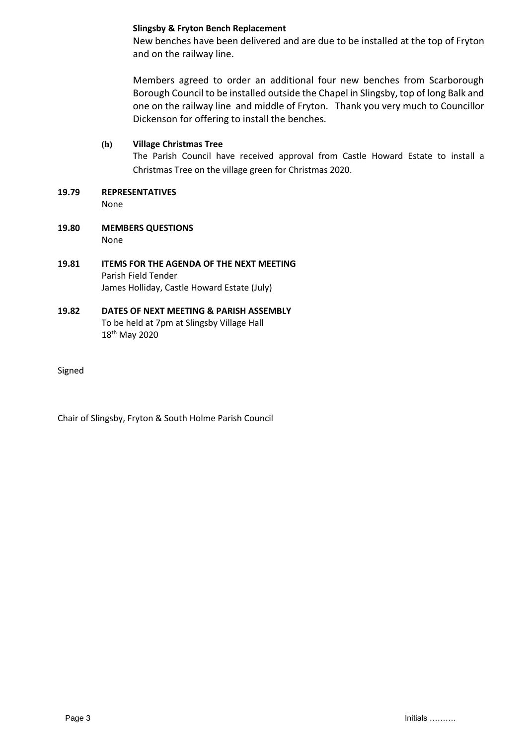**Slingsby & Fryton Bench Replacement**

New benches have been delivered and are due to be installed at the top of Fryton and on the railway line.

Members agreed to order an additional four new benches from Scarborough Borough Council to be installed outside the Chapel in Slingsby, top of long Balk and one on the railway line and middle of Fryton. Thank you very much to Councillor Dickenson for offering to install the benches.

**(h) Village Christmas Tree**

The Parish Council have received approval from Castle Howard Estate to install a Christmas Tree on the village green for Christmas 2020.

**19.79 REPRESENTATIVES**

None

**19.80 MEMBERS QUESTIONS**

None

**19.81 ITEMS FOR THE AGENDA OF THE NEXT MEETING**

Parish Field Tender
James Holliday, Castle Howard Estate (July)

**19.82 DATES OF NEXT MEETING & PARISH ASSEMBLY**

To be held at 7pm at Slingsby Village Hall
18th May 2020

Signed

Chair of Slingsby, Fryton & South Holme Parish Council

Initials ……….